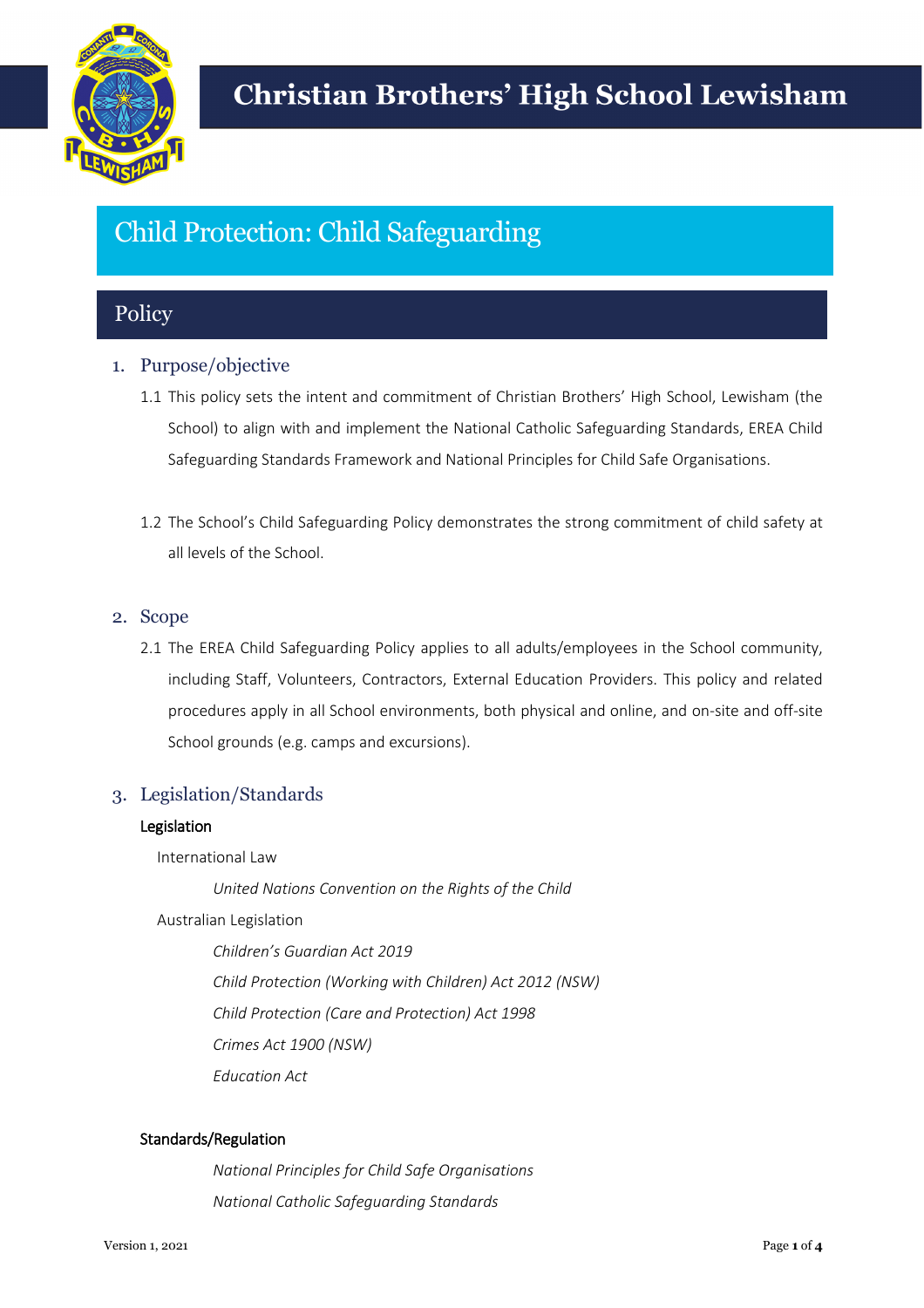# Christian Brothers' High School Lewisham

# Child Protection: Child Safeguarding

## Policy

### 1. Purpose/objective

1.1 This policy sets the intent and commitment of Christian Brothers' High School, Lewisham (the School) to align with and implement the National Catholic Safeguarding Standards, EREA Child Safeguarding Standards Framework and National Principles for Child Safe Organisations.

1.2 The School's Child Safeguarding Policy demonstrates the strong commitment of child safety at all levels of the School.

### 2. Scope

2.1 The EREA Child Safeguarding Policy applies to all adults/employees in the School community, including Staff, Volunteers, Contractors, External Education Providers. This policy and related procedures apply in all School environments, both physical and online, and on-site and off-site School grounds (e.g. camps and excursions).

### 3. Legislation/Standards

#### Legislation

International Law

*United Nations Convention on the Rights of the Child*

Australian Legislation

*Children's Guardian Act 2019*

*Child Protection (Working with Children) Act 2012 (NSW)*

*Child Protection (Care and Protection) Act 1998*

*Crimes Act 1900 (NSW)*

*Education Act*

#### Standards/Regulation

*National Principles for Child Safe Organisations*

*National Catholic Safeguarding Standards*

Version 1, 2021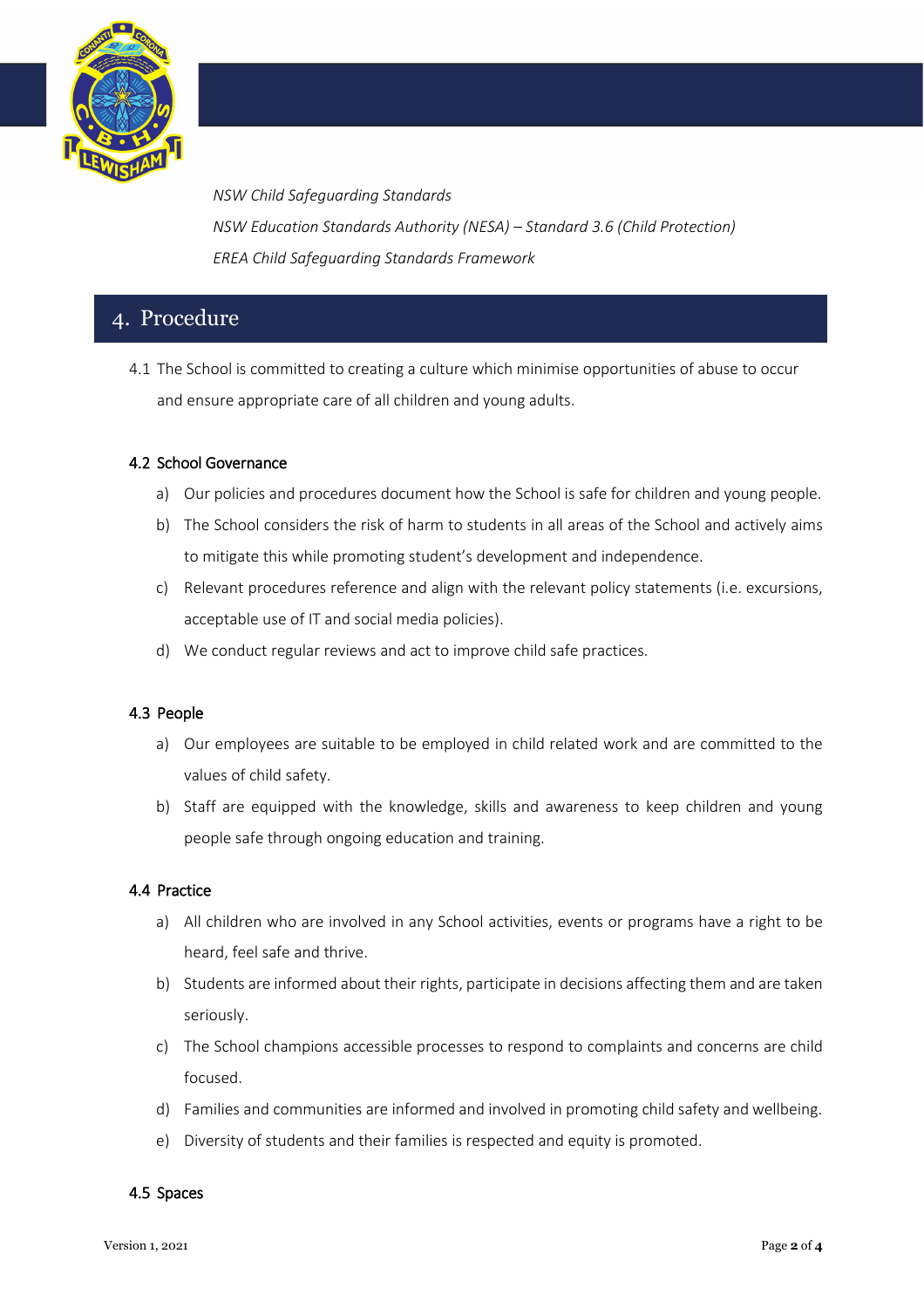*NSW Child Safeguarding Standards*

*NSW Education Standards Authority (NESA) – Standard 3.6 (Child Protection)*

*EREA Child Safeguarding Standards Framework*

## 4. Procedure

4.1 The School is committed to creating a culture which minimise opportunities of abuse to occur and ensure appropriate care of all children and young adults.

### 4.2 School Governance

a) Our policies and procedures document how the School is safe for children and young people.

b) The School considers the risk of harm to students in all areas of the School and actively aims to mitigate this while promoting student's development and independence.

c) Relevant procedures reference and align with the relevant policy statements (i.e. excursions, acceptable use of IT and social media policies).

d) We conduct regular reviews and act to improve child safe practices.

### 4.3 People

a) Our employees are suitable to be employed in child related work and are committed to the values of child safety.

b) Staff are equipped with the knowledge, skills and awareness to keep children and young people safe through ongoing education and training.

### 4.4 Practice

a) All children who are involved in any School activities, events or programs have a right to be heard, feel safe and thrive.

b) Students are informed about their rights, participate in decisions affecting them and are taken seriously.

c) The School champions accessible processes to respond to complaints and concerns are child focused.

d) Families and communities are informed and involved in promoting child safety and wellbeing.

e) Diversity of students and their families is respected and equity is promoted.

### 4.5 Spaces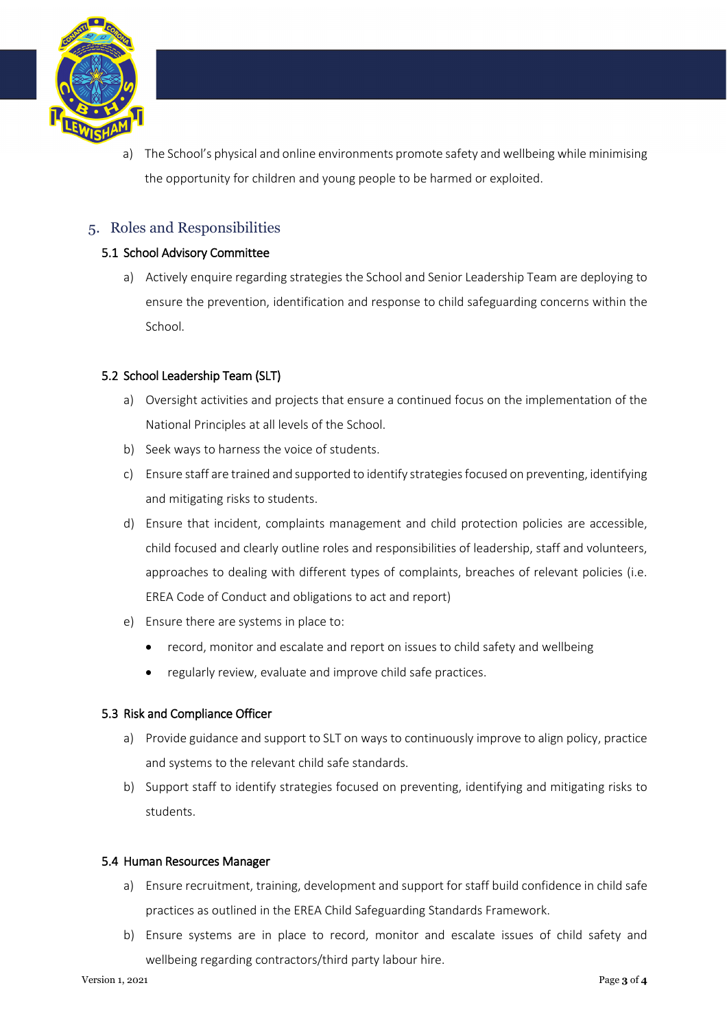a) The School's physical and online environments promote safety and wellbeing while minimising the opportunity for children and young people to be harmed or exploited.

## 5. Roles and Responsibilities

### 5.1 School Advisory Committee

a) Actively enquire regarding strategies the School and Senior Leadership Team are deploying to ensure the prevention, identification and response to child safeguarding concerns within the School.

### 5.2 School Leadership Team (SLT)

a) Oversight activities and projects that ensure a continued focus on the implementation of the National Principles at all levels of the School.

b) Seek ways to harness the voice of students.

c) Ensure staff are trained and supported to identify strategies focused on preventing, identifying and mitigating risks to students.

d) Ensure that incident, complaints management and child protection policies are accessible, child focused and clearly outline roles and responsibilities of leadership, staff and volunteers, approaches to dealing with different types of complaints, breaches of relevant policies (i.e. EREA Code of Conduct and obligations to act and report)

e) Ensure there are systems in place to:

- record, monitor and escalate and report on issues to child safety and wellbeing
- regularly review, evaluate and improve child safe practices.

### 5.3 Risk and Compliance Officer

a) Provide guidance and support to SLT on ways to continuously improve to align policy, practice and systems to the relevant child safe standards.

b) Support staff to identify strategies focused on preventing, identifying and mitigating risks to students.

### 5.4 Human Resources Manager

a) Ensure recruitment, training, development and support for staff build confidence in child safe practices as outlined in the EREA Child Safeguarding Standards Framework.

b) Ensure systems are in place to record, monitor and escalate issues of child safety and wellbeing regarding contractors/third party labour hire.

Version 1, 2021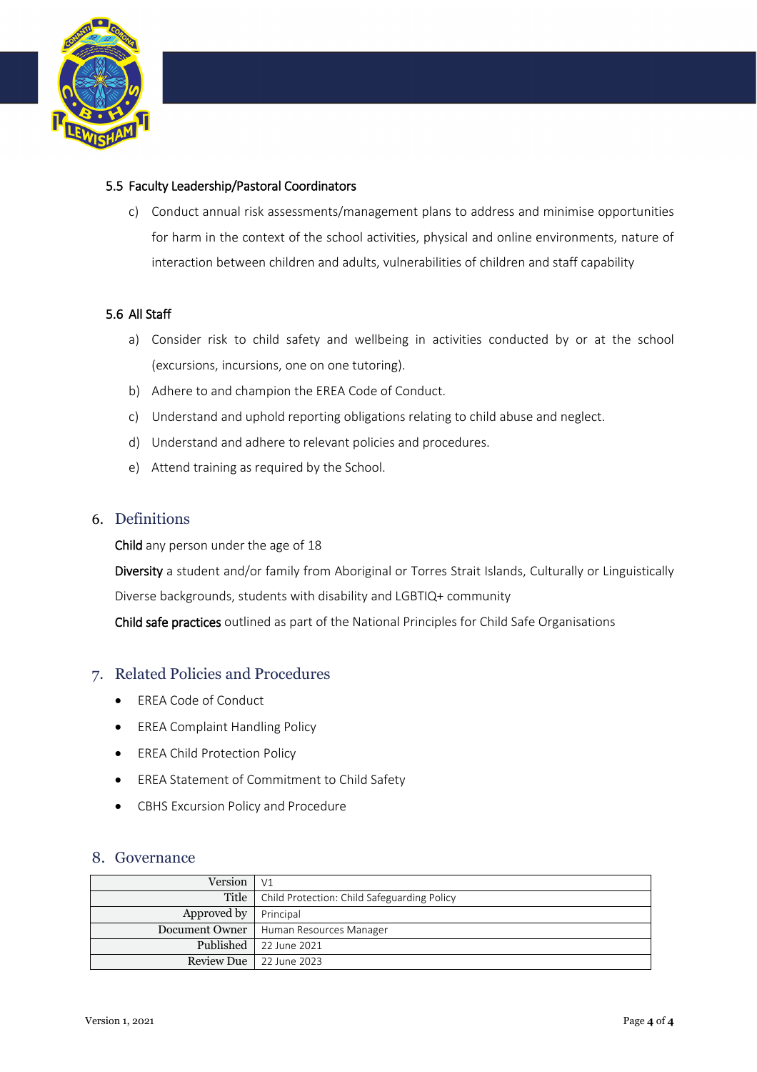### 5.5 Faculty Leadership/Pastoral Coordinators

c) Conduct annual risk assessments/management plans to address and minimise opportunities for harm in the context of the school activities, physical and online environments, nature of interaction between children and adults, vulnerabilities of children and staff capability

### 5.6 All Staff

a) Consider risk to child safety and wellbeing in activities conducted by or at the school (excursions, incursions, one on one tutoring).

b) Adhere to and champion the EREA Code of Conduct.

c) Understand and uphold reporting obligations relating to child abuse and neglect.

d) Understand and adhere to relevant policies and procedures.

e) Attend training as required by the School.

## 6. Definitions

**Child** any person under the age of 18

**Diversity** a student and/or family from Aboriginal or Torres Strait Islands, Culturally or Linguistically Diverse backgrounds, students with disability and LGBTIQ+ community

**Child safe practices** outlined as part of the National Principles for Child Safe Organisations

## 7. Related Policies and Procedures

- EREA Code of Conduct
- EREA Complaint Handling Policy
- EREA Child Protection Policy
- EREA Statement of Commitment to Child Safety
- CBHS Excursion Policy and Procedure

## 8. Governance

| | |
|---|---|
| Version | V1 |
| Title | Child Protection: Child Safeguarding Policy |
| Approved by | Principal |
| Document Owner | Human Resources Manager |
| Published | 22 June 2021 |
| Review Due | 22 June 2023 |